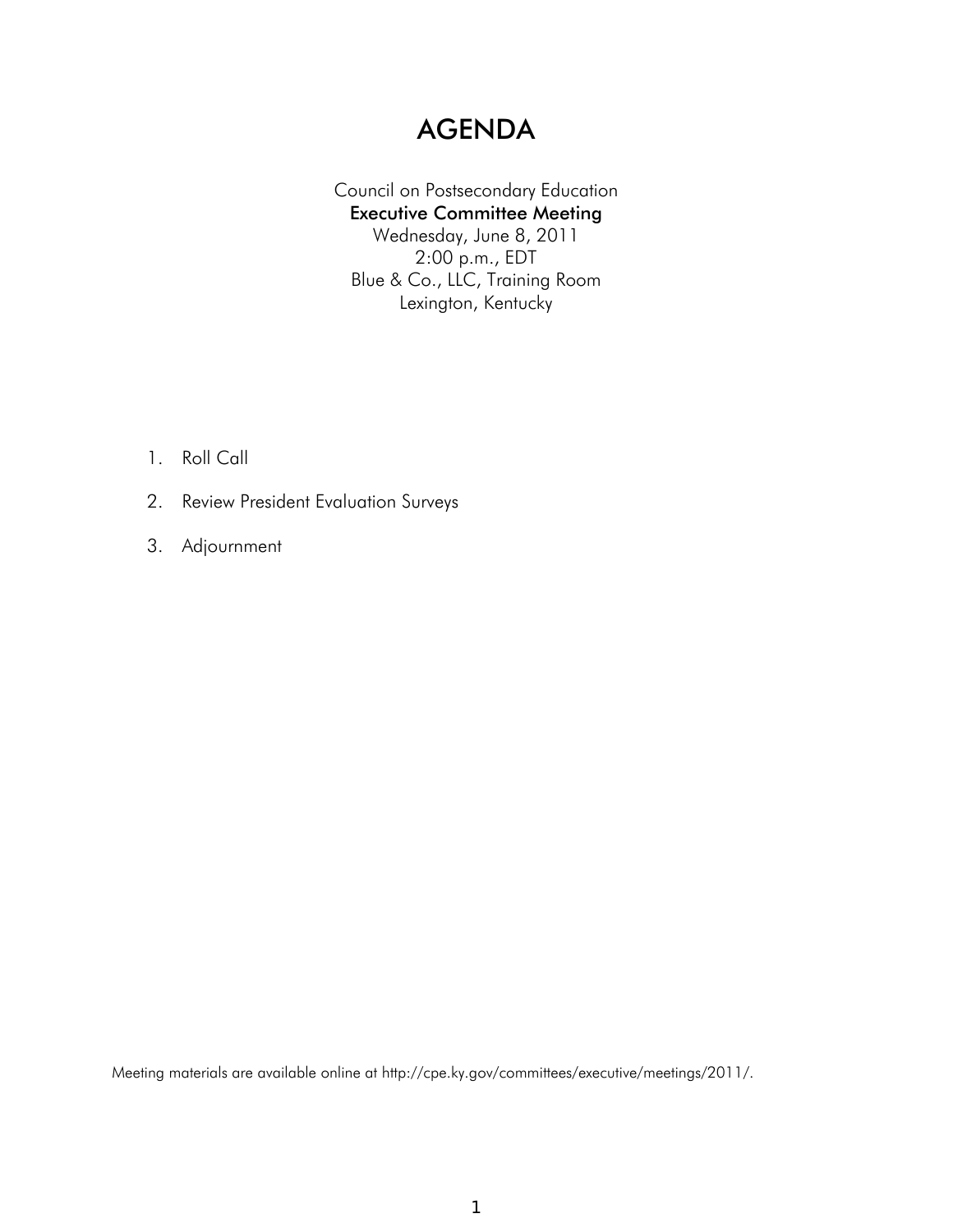# AGENDA

Council on Postsecondary Education
**Executive Committee Meeting**
Wednesday, June 8, 2011
2:00 p.m., EDT
Blue & Co., LLC, Training Room
Lexington, Kentucky

1. Roll Call
2. Review President Evaluation Surveys
3. Adjournment

Meeting materials are available online at http://cpe.ky.gov/committees/executive/meetings/2011/.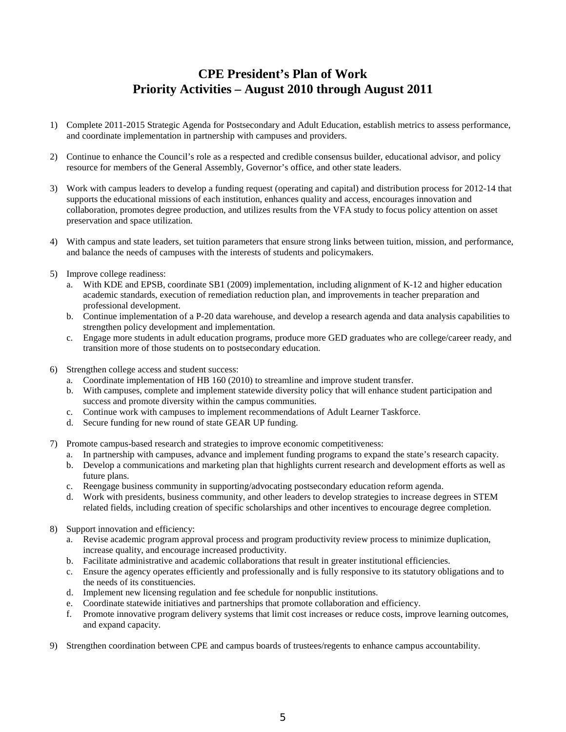# CPE President's Plan of Work
# Priority Activities – August 2010 through August 2011

1) Complete 2011-2015 Strategic Agenda for Postsecondary and Adult Education, establish metrics to assess performance, and coordinate implementation in partnership with campuses and providers.

2) Continue to enhance the Council's role as a respected and credible consensus builder, educational advisor, and policy resource for members of the General Assembly, Governor's office, and other state leaders.

3) Work with campus leaders to develop a funding request (operating and capital) and distribution process for 2012-14 that supports the educational missions of each institution, enhances quality and access, encourages innovation and collaboration, promotes degree production, and utilizes results from the VFA study to focus policy attention on asset preservation and space utilization.

4) With campus and state leaders, set tuition parameters that ensure strong links between tuition, mission, and performance, and balance the needs of campuses with the interests of students and policymakers.

5) Improve college readiness:
   a. With KDE and EPSB, coordinate SB1 (2009) implementation, including alignment of K-12 and higher education academic standards, execution of remediation reduction plan, and improvements in teacher preparation and professional development.
   b. Continue implementation of a P-20 data warehouse, and develop a research agenda and data analysis capabilities to strengthen policy development and implementation.
   c. Engage more students in adult education programs, produce more GED graduates who are college/career ready, and transition more of those students on to postsecondary education.

6) Strengthen college access and student success:
   a. Coordinate implementation of HB 160 (2010) to streamline and improve student transfer.
   b. With campuses, complete and implement statewide diversity policy that will enhance student participation and success and promote diversity within the campus communities.
   c. Continue work with campuses to implement recommendations of Adult Learner Taskforce.
   d. Secure funding for new round of state GEAR UP funding.

7) Promote campus-based research and strategies to improve economic competitiveness:
   a. In partnership with campuses, advance and implement funding programs to expand the state's research capacity.
   b. Develop a communications and marketing plan that highlights current research and development efforts as well as future plans.
   c. Reengage business community in supporting/advocating postsecondary education reform agenda.
   d. Work with presidents, business community, and other leaders to develop strategies to increase degrees in STEM related fields, including creation of specific scholarships and other incentives to encourage degree completion.

8) Support innovation and efficiency:
   a. Revise academic program approval process and program productivity review process to minimize duplication, increase quality, and encourage increased productivity.
   b. Facilitate administrative and academic collaborations that result in greater institutional efficiencies.
   c. Ensure the agency operates efficiently and professionally and is fully responsive to its statutory obligations and to the needs of its constituencies.
   d. Implement new licensing regulation and fee schedule for nonpublic institutions.
   e. Coordinate statewide initiatives and partnerships that promote collaboration and efficiency.
   f. Promote innovative program delivery systems that limit cost increases or reduce costs, improve learning outcomes, and expand capacity.

9) Strengthen coordination between CPE and campus boards of trustees/regents to enhance campus accountability.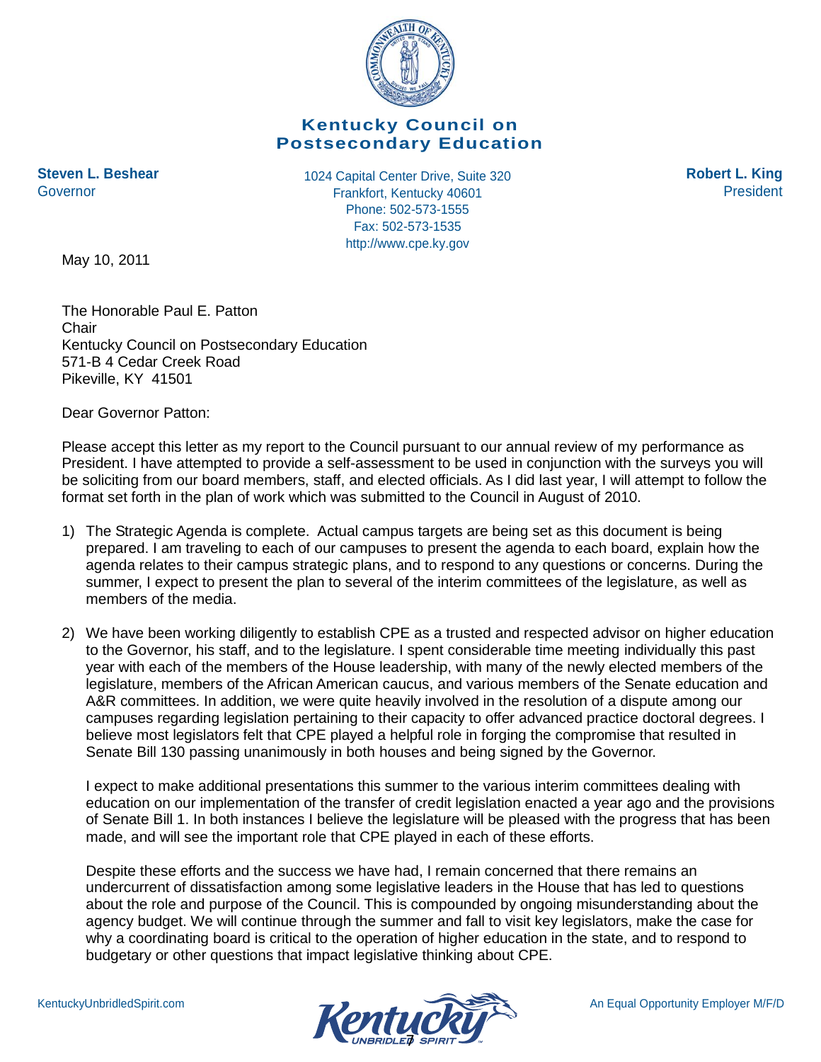# Kentucky Council on Postsecondary Education

**Steven L. Beshear**
Governor

1024 Capital Center Drive, Suite 320
Frankfort, Kentucky 40601
Phone: 502-573-1555
Fax: 502-573-1535
http://www.cpe.ky.gov

**Robert L. King**
President

May 10, 2011

The Honorable Paul E. Patton
Chair
Kentucky Council on Postsecondary Education
571-B 4 Cedar Creek Road
Pikeville, KY 41501

Dear Governor Patton:

Please accept this letter as my report to the Council pursuant to our annual review of my performance as President. I have attempted to provide a self-assessment to be used in conjunction with the surveys you will be soliciting from our board members, staff, and elected officials. As I did last year, I will attempt to follow the format set forth in the plan of work which was submitted to the Council in August of 2010.

1) The Strategic Agenda is complete. Actual campus targets are being set as this document is being prepared. I am traveling to each of our campuses to present the agenda to each board, explain how the agenda relates to their campus strategic plans, and to respond to any questions or concerns. During the summer, I expect to present the plan to several of the interim committees of the legislature, as well as members of the media.

2) We have been working diligently to establish CPE as a trusted and respected advisor on higher education to the Governor, his staff, and to the legislature. I spent considerable time meeting individually this past year with each of the members of the House leadership, with many of the newly elected members of the legislature, members of the African American caucus, and various members of the Senate education and A&R committees. In addition, we were quite heavily involved in the resolution of a dispute among our campuses regarding legislation pertaining to their capacity to offer advanced practice doctoral degrees. I believe most legislators felt that CPE played a helpful role in forging the compromise that resulted in Senate Bill 130 passing unanimously in both houses and being signed by the Governor.

   I expect to make additional presentations this summer to the various interim committees dealing with education on our implementation of the transfer of credit legislation enacted a year ago and the provisions of Senate Bill 1. In both instances I believe the legislature will be pleased with the progress that has been made, and will see the important role that CPE played in each of these efforts.

   Despite these efforts and the success we have had, I remain concerned that there remains an undercurrent of dissatisfaction among some legislative leaders in the House that has led to questions about the role and purpose of the Council. This is compounded by ongoing misunderstanding about the agency budget. We will continue through the summer and fall to visit key legislators, make the case for why a coordinating board is critical to the operation of higher education in the state, and to respond to budgetary or other questions that impact legislative thinking about CPE.

KentuckyUnbridledSpirit.com

An Equal Opportunity Employer M/F/D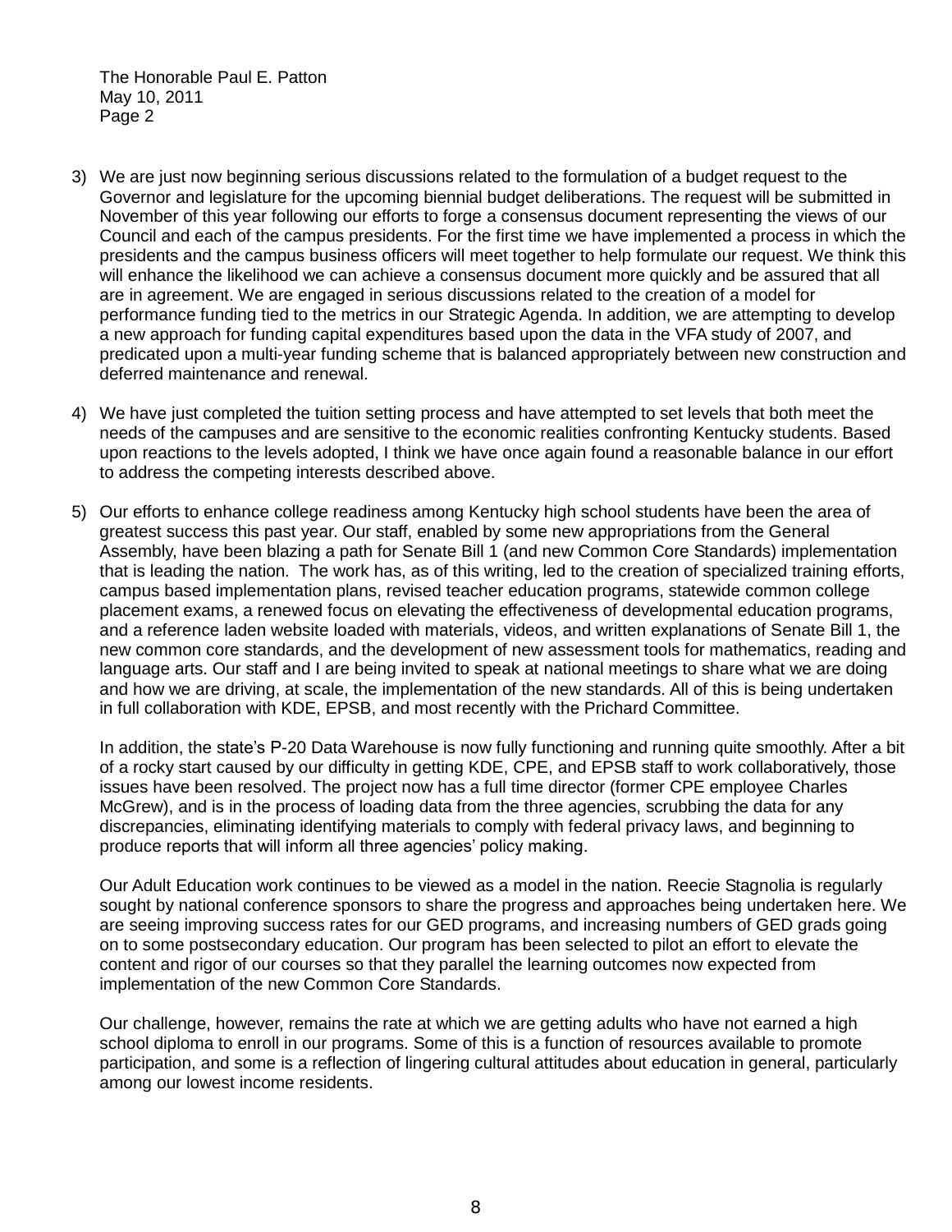The Honorable Paul E. Patton
May 10, 2011
Page 2

3) We are just now beginning serious discussions related to the formulation of a budget request to the Governor and legislature for the upcoming biennial budget deliberations. The request will be submitted in November of this year following our efforts to forge a consensus document representing the views of our Council and each of the campus presidents. For the first time we have implemented a process in which the presidents and the campus business officers will meet together to help formulate our request. We think this will enhance the likelihood we can achieve a consensus document more quickly and be assured that all are in agreement. We are engaged in serious discussions related to the creation of a model for performance funding tied to the metrics in our Strategic Agenda. In addition, we are attempting to develop a new approach for funding capital expenditures based upon the data in the VFA study of 2007, and predicated upon a multi-year funding scheme that is balanced appropriately between new construction and deferred maintenance and renewal.

4) We have just completed the tuition setting process and have attempted to set levels that both meet the needs of the campuses and are sensitive to the economic realities confronting Kentucky students. Based upon reactions to the levels adopted, I think we have once again found a reasonable balance in our effort to address the competing interests described above.

5) Our efforts to enhance college readiness among Kentucky high school students have been the area of greatest success this past year. Our staff, enabled by some new appropriations from the General Assembly, have been blazing a path for Senate Bill 1 (and new Common Core Standards) implementation that is leading the nation. The work has, as of this writing, led to the creation of specialized training efforts, campus based implementation plans, revised teacher education programs, statewide common college placement exams, a renewed focus on elevating the effectiveness of developmental education programs, and a reference laden website loaded with materials, videos, and written explanations of Senate Bill 1, the new common core standards, and the development of new assessment tools for mathematics, reading and language arts. Our staff and I are being invited to speak at national meetings to share what we are doing and how we are driving, at scale, the implementation of the new standards. All of this is being undertaken in full collaboration with KDE, EPSB, and most recently with the Prichard Committee.

   In addition, the state's P-20 Data Warehouse is now fully functioning and running quite smoothly. After a bit of a rocky start caused by our difficulty in getting KDE, CPE, and EPSB staff to work collaboratively, those issues have been resolved. The project now has a full time director (former CPE employee Charles McGrew), and is in the process of loading data from the three agencies, scrubbing the data for any discrepancies, eliminating identifying materials to comply with federal privacy laws, and beginning to produce reports that will inform all three agencies' policy making.

   Our Adult Education work continues to be viewed as a model in the nation. Reecie Stagnolia is regularly sought by national conference sponsors to share the progress and approaches being undertaken here. We are seeing improving success rates for our GED programs, and increasing numbers of GED grads going on to some postsecondary education. Our program has been selected to pilot an effort to elevate the content and rigor of our courses so that they parallel the learning outcomes now expected from implementation of the new Common Core Standards.

   Our challenge, however, remains the rate at which we are getting adults who have not earned a high school diploma to enroll in our programs. Some of this is a function of resources available to promote participation, and some is a reflection of lingering cultural attitudes about education in general, particularly among our lowest income residents.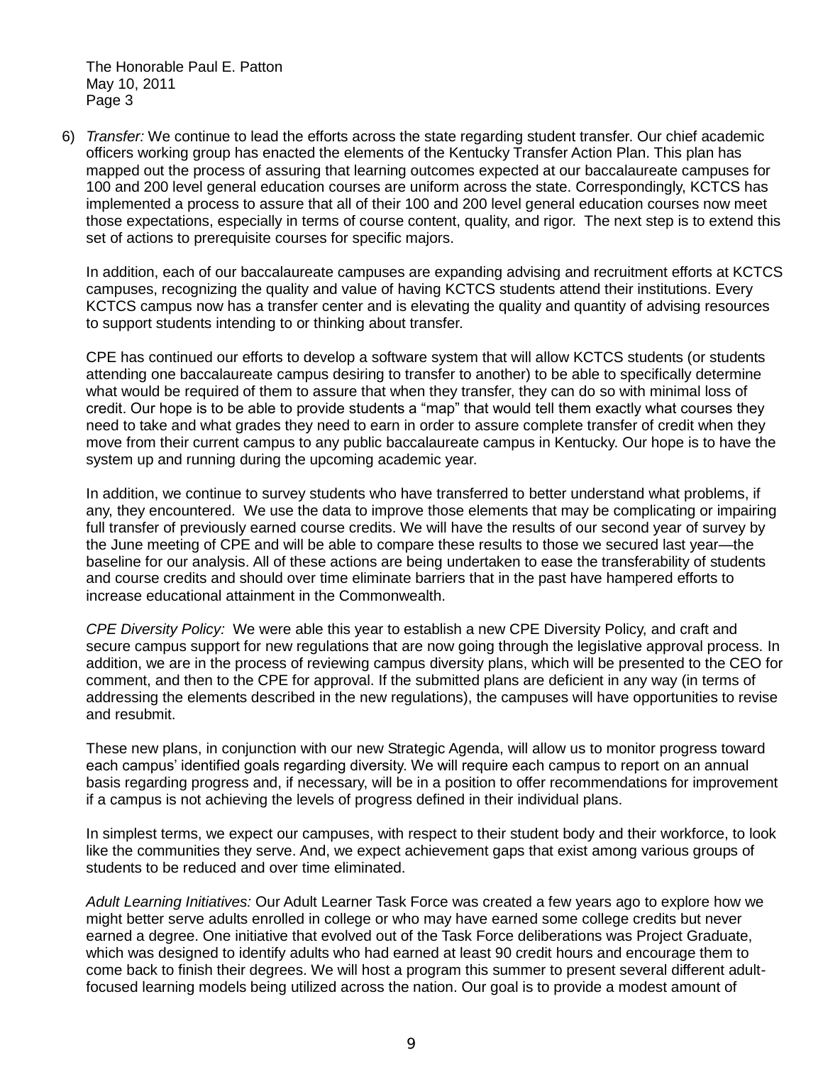The Honorable Paul E. Patton
May 10, 2011
Page 3

6) *Transfer:* We continue to lead the efforts across the state regarding student transfer. Our chief academic officers working group has enacted the elements of the Kentucky Transfer Action Plan. This plan has mapped out the process of assuring that learning outcomes expected at our baccalaureate campuses for 100 and 200 level general education courses are uniform across the state. Correspondingly, KCTCS has implemented a process to assure that all of their 100 and 200 level general education courses now meet those expectations, especially in terms of course content, quality, and rigor. The next step is to extend this set of actions to prerequisite courses for specific majors.

   In addition, each of our baccalaureate campuses are expanding advising and recruitment efforts at KCTCS campuses, recognizing the quality and value of having KCTCS students attend their institutions. Every KCTCS campus now has a transfer center and is elevating the quality and quantity of advising resources to support students intending to or thinking about transfer.

   CPE has continued our efforts to develop a software system that will allow KCTCS students (or students attending one baccalaureate campus desiring to transfer to another) to be able to specifically determine what would be required of them to assure that when they transfer, they can do so with minimal loss of credit. Our hope is to be able to provide students a "map" that would tell them exactly what courses they need to take and what grades they need to earn in order to assure complete transfer of credit when they move from their current campus to any public baccalaureate campus in Kentucky. Our hope is to have the system up and running during the upcoming academic year.

   In addition, we continue to survey students who have transferred to better understand what problems, if any, they encountered. We use the data to improve those elements that may be complicating or impairing full transfer of previously earned course credits. We will have the results of our second year of survey by the June meeting of CPE and will be able to compare these results to those we secured last year—the baseline for our analysis. All of these actions are being undertaken to ease the transferability of students and course credits and should over time eliminate barriers that in the past have hampered efforts to increase educational attainment in the Commonwealth.

   *CPE Diversity Policy:* We were able this year to establish a new CPE Diversity Policy, and craft and secure campus support for new regulations that are now going through the legislative approval process. In addition, we are in the process of reviewing campus diversity plans, which will be presented to the CEO for comment, and then to the CPE for approval. If the submitted plans are deficient in any way (in terms of addressing the elements described in the new regulations), the campuses will have opportunities to revise and resubmit.

   These new plans, in conjunction with our new Strategic Agenda, will allow us to monitor progress toward each campus' identified goals regarding diversity. We will require each campus to report on an annual basis regarding progress and, if necessary, will be in a position to offer recommendations for improvement if a campus is not achieving the levels of progress defined in their individual plans.

   In simplest terms, we expect our campuses, with respect to their student body and their workforce, to look like the communities they serve. And, we expect achievement gaps that exist among various groups of students to be reduced and over time eliminated.

   *Adult Learning Initiatives:* Our Adult Learner Task Force was created a few years ago to explore how we might better serve adults enrolled in college or who may have earned some college credits but never earned a degree. One initiative that evolved out of the Task Force deliberations was Project Graduate, which was designed to identify adults who had earned at least 90 credit hours and encourage them to come back to finish their degrees. We will host a program this summer to present several different adult-focused learning models being utilized across the nation. Our goal is to provide a modest amount of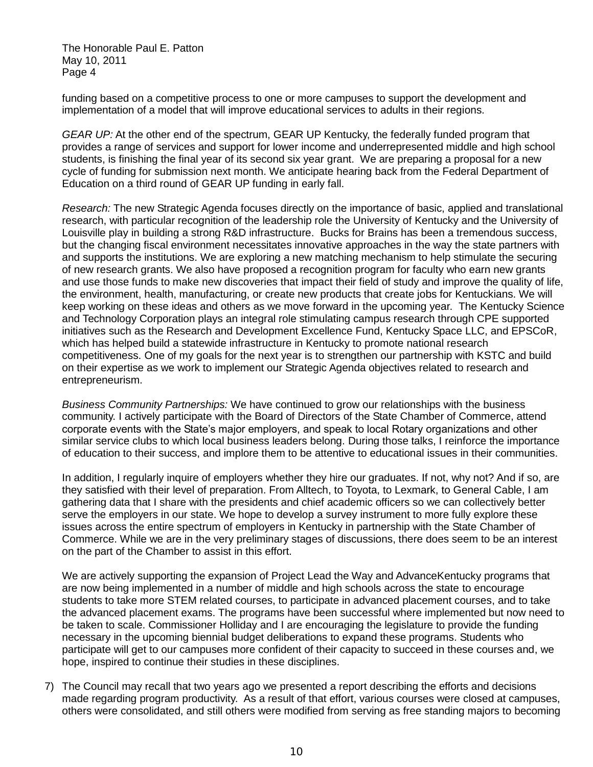funding based on a competitive process to one or more campuses to support the development and implementation of a model that will improve educational services to adults in their regions.

*GEAR UP:* At the other end of the spectrum, GEAR UP Kentucky, the federally funded program that provides a range of services and support for lower income and underrepresented middle and high school students, is finishing the final year of its second six year grant. We are preparing a proposal for a new cycle of funding for submission next month. We anticipate hearing back from the Federal Department of Education on a third round of GEAR UP funding in early fall.

*Research:* The new Strategic Agenda focuses directly on the importance of basic, applied and translational research, with particular recognition of the leadership role the University of Kentucky and the University of Louisville play in building a strong R&D infrastructure. Bucks for Brains has been a tremendous success, but the changing fiscal environment necessitates innovative approaches in the way the state partners with and supports the institutions. We are exploring a new matching mechanism to help stimulate the securing of new research grants. We also have proposed a recognition program for faculty who earn new grants and use those funds to make new discoveries that impact their field of study and improve the quality of life, the environment, health, manufacturing, or create new products that create jobs for Kentuckians. We will keep working on these ideas and others as we move forward in the upcoming year. The Kentucky Science and Technology Corporation plays an integral role stimulating campus research through CPE supported initiatives such as the Research and Development Excellence Fund, Kentucky Space LLC, and EPSCoR, which has helped build a statewide infrastructure in Kentucky to promote national research competitiveness. One of my goals for the next year is to strengthen our partnership with KSTC and build on their expertise as we work to implement our Strategic Agenda objectives related to research and entrepreneurism.

*Business Community Partnerships:* We have continued to grow our relationships with the business community. I actively participate with the Board of Directors of the State Chamber of Commerce, attend corporate events with the State's major employers, and speak to local Rotary organizations and other similar service clubs to which local business leaders belong. During those talks, I reinforce the importance of education to their success, and implore them to be attentive to educational issues in their communities.

In addition, I regularly inquire of employers whether they hire our graduates. If not, why not? And if so, are they satisfied with their level of preparation. From Alltech, to Toyota, to Lexmark, to General Cable, I am gathering data that I share with the presidents and chief academic officers so we can collectively better serve the employers in our state. We hope to develop a survey instrument to more fully explore these issues across the entire spectrum of employers in Kentucky in partnership with the State Chamber of Commerce. While we are in the very preliminary stages of discussions, there does seem to be an interest on the part of the Chamber to assist in this effort.

We are actively supporting the expansion of Project Lead the Way and AdvanceKentucky programs that are now being implemented in a number of middle and high schools across the state to encourage students to take more STEM related courses, to participate in advanced placement courses, and to take the advanced placement exams. The programs have been successful where implemented but now need to be taken to scale. Commissioner Holliday and I are encouraging the legislature to provide the funding necessary in the upcoming biennial budget deliberations to expand these programs. Students who participate will get to our campuses more confident of their capacity to succeed in these courses and, we hope, inspired to continue their studies in these disciplines.

7) The Council may recall that two years ago we presented a report describing the efforts and decisions made regarding program productivity. As a result of that effort, various courses were closed at campuses, others were consolidated, and still others were modified from serving as free standing majors to becoming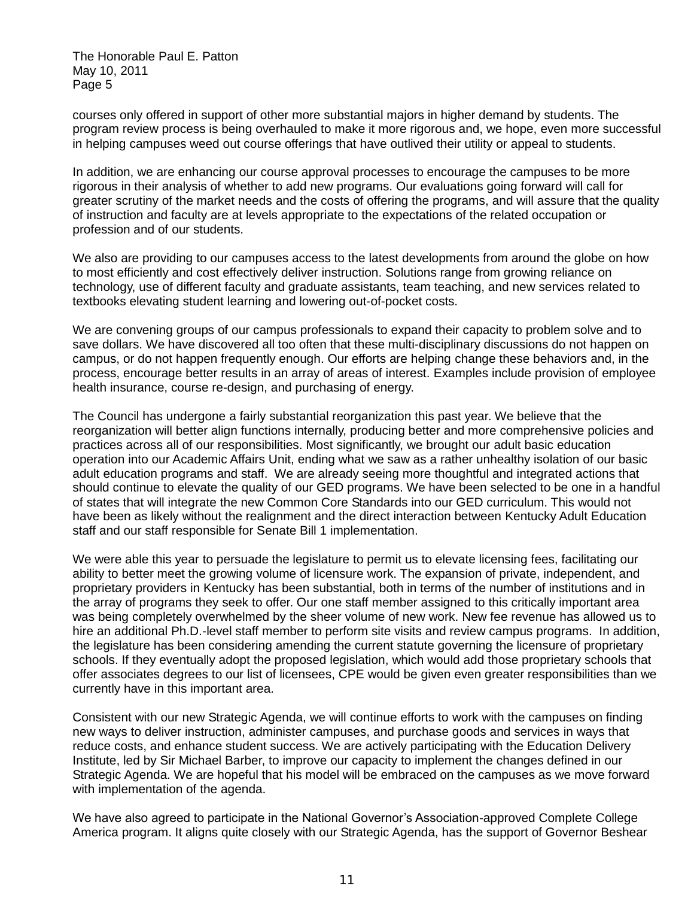courses only offered in support of other more substantial majors in higher demand by students. The program review process is being overhauled to make it more rigorous and, we hope, even more successful in helping campuses weed out course offerings that have outlived their utility or appeal to students.

In addition, we are enhancing our course approval processes to encourage the campuses to be more rigorous in their analysis of whether to add new programs. Our evaluations going forward will call for greater scrutiny of the market needs and the costs of offering the programs, and will assure that the quality of instruction and faculty are at levels appropriate to the expectations of the related occupation or profession and of our students.

We also are providing to our campuses access to the latest developments from around the globe on how to most efficiently and cost effectively deliver instruction. Solutions range from growing reliance on technology, use of different faculty and graduate assistants, team teaching, and new services related to textbooks elevating student learning and lowering out-of-pocket costs.

We are convening groups of our campus professionals to expand their capacity to problem solve and to save dollars. We have discovered all too often that these multi-disciplinary discussions do not happen on campus, or do not happen frequently enough. Our efforts are helping change these behaviors and, in the process, encourage better results in an array of areas of interest. Examples include provision of employee health insurance, course re-design, and purchasing of energy.

The Council has undergone a fairly substantial reorganization this past year. We believe that the reorganization will better align functions internally, producing better and more comprehensive policies and practices across all of our responsibilities. Most significantly, we brought our adult basic education operation into our Academic Affairs Unit, ending what we saw as a rather unhealthy isolation of our basic adult education programs and staff. We are already seeing more thoughtful and integrated actions that should continue to elevate the quality of our GED programs. We have been selected to be one in a handful of states that will integrate the new Common Core Standards into our GED curriculum. This would not have been as likely without the realignment and the direct interaction between Kentucky Adult Education staff and our staff responsible for Senate Bill 1 implementation.

We were able this year to persuade the legislature to permit us to elevate licensing fees, facilitating our ability to better meet the growing volume of licensure work. The expansion of private, independent, and proprietary providers in Kentucky has been substantial, both in terms of the number of institutions and in the array of programs they seek to offer. Our one staff member assigned to this critically important area was being completely overwhelmed by the sheer volume of new work. New fee revenue has allowed us to hire an additional Ph.D.-level staff member to perform site visits and review campus programs. In addition, the legislature has been considering amending the current statute governing the licensure of proprietary schools. If they eventually adopt the proposed legislation, which would add those proprietary schools that offer associates degrees to our list of licensees, CPE would be given even greater responsibilities than we currently have in this important area.

Consistent with our new Strategic Agenda, we will continue efforts to work with the campuses on finding new ways to deliver instruction, administer campuses, and purchase goods and services in ways that reduce costs, and enhance student success. We are actively participating with the Education Delivery Institute, led by Sir Michael Barber, to improve our capacity to implement the changes defined in our Strategic Agenda. We are hopeful that his model will be embraced on the campuses as we move forward with implementation of the agenda.

We have also agreed to participate in the National Governor's Association-approved Complete College America program. It aligns quite closely with our Strategic Agenda, has the support of Governor Beshear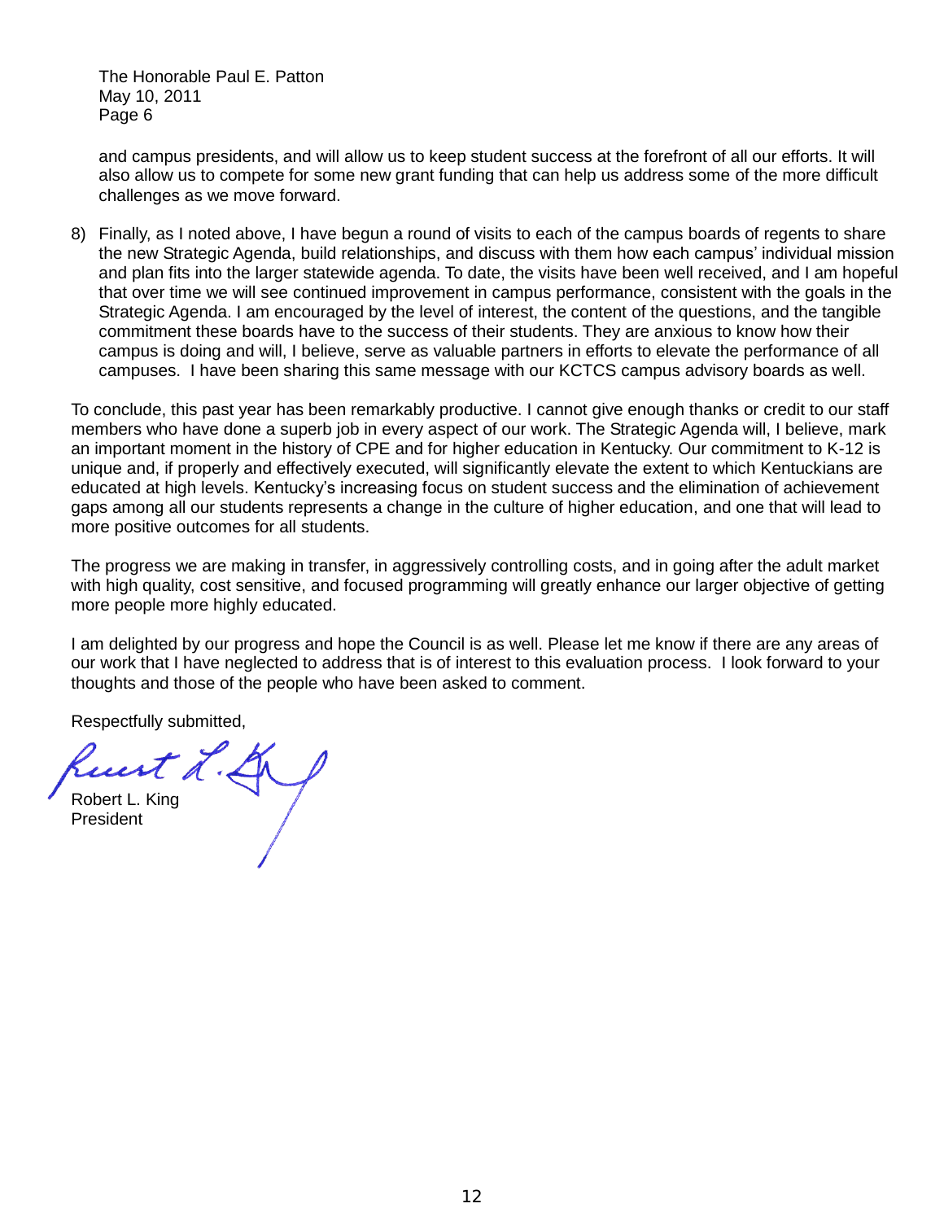The Honorable Paul E. Patton
May 10, 2011
Page 6

and campus presidents, and will allow us to keep student success at the forefront of all our efforts. It will also allow us to compete for some new grant funding that can help us address some of the more difficult challenges as we move forward.

8) Finally, as I noted above, I have begun a round of visits to each of the campus boards of regents to share the new Strategic Agenda, build relationships, and discuss with them how each campus' individual mission and plan fits into the larger statewide agenda. To date, the visits have been well received, and I am hopeful that over time we will see continued improvement in campus performance, consistent with the goals in the Strategic Agenda. I am encouraged by the level of interest, the content of the questions, and the tangible commitment these boards have to the success of their students. They are anxious to know how their campus is doing and will, I believe, serve as valuable partners in efforts to elevate the performance of all campuses. I have been sharing this same message with our KCTCS campus advisory boards as well.

To conclude, this past year has been remarkably productive. I cannot give enough thanks or credit to our staff members who have done a superb job in every aspect of our work. The Strategic Agenda will, I believe, mark an important moment in the history of CPE and for higher education in Kentucky. Our commitment to K-12 is unique and, if properly and effectively executed, will significantly elevate the extent to which Kentuckians are educated at high levels. Kentucky's increasing focus on student success and the elimination of achievement gaps among all our students represents a change in the culture of higher education, and one that will lead to more positive outcomes for all students.

The progress we are making in transfer, in aggressively controlling costs, and in going after the adult market with high quality, cost sensitive, and focused programming will greatly enhance our larger objective of getting more people more highly educated.

I am delighted by our progress and hope the Council is as well. Please let me know if there are any areas of our work that I have neglected to address that is of interest to this evaluation process. I look forward to your thoughts and those of the people who have been asked to comment.

Respectfully submitted,

Robert L. King
President